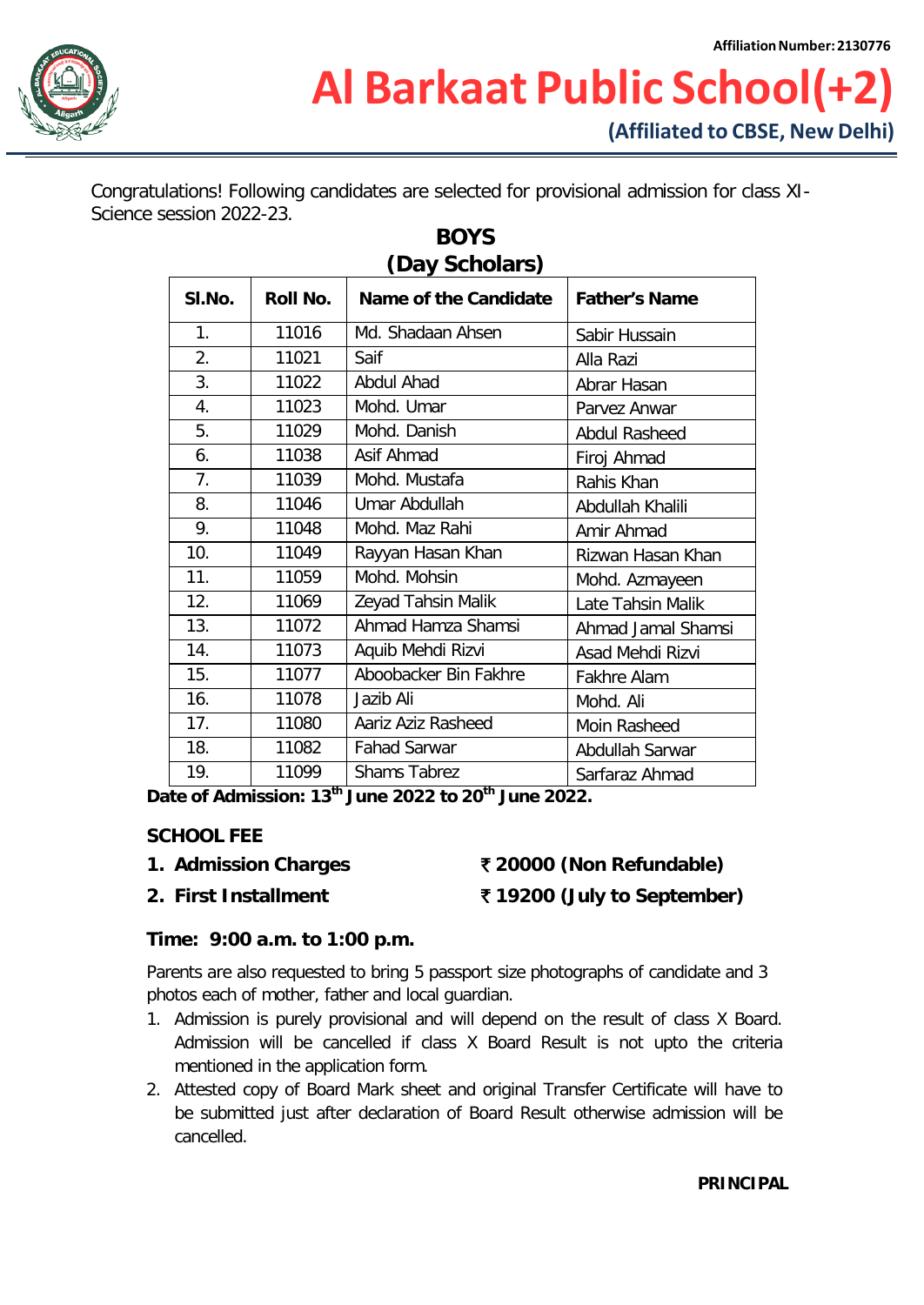Affiliation Number: 2130776

# Al Barkaat Public School(+2)

**(Affiliated to CBSE, New Delhi)**

Congratulations! Following candidates are selected for provisional admission for class XI-Science session 2022-23.

## BOYS
## (Day Scholars)

| Sl.No. | Roll No. | Name of the Candidate | Father's Name |
|---|---|---|---|
| 1. | 11016 | Md. Shadaan Ahsen | Sabir Hussain |
| 2. | 11021 | Saif | Alla Razi |
| 3. | 11022 | Abdul Ahad | Abrar Hasan |
| 4. | 11023 | Mohd. Umar | Parvez Anwar |
| 5. | 11029 | Mohd. Danish | Abdul Rasheed |
| 6. | 11038 | Asif Ahmad | Firoj Ahmad |
| 7. | 11039 | Mohd. Mustafa | Rahis Khan |
| 8. | 11046 | Umar Abdullah | Abdullah Khalili |
| 9. | 11048 | Mohd. Maz Rahi | Amir Ahmad |
| 10. | 11049 | Rayyan Hasan Khan | Rizwan Hasan Khan |
| 11. | 11059 | Mohd. Mohsin | Mohd. Azmayeen |
| 12. | 11069 | Zeyad Tahsin Malik | Late Tahsin Malik |
| 13. | 11072 | Ahmad Hamza Shamsi | Ahmad Jamal Shamsi |
| 14. | 11073 | Aquib Mehdi Rizvi | Asad Mehdi Rizvi |
| 15. | 11077 | Aboobacker Bin Fakhre | Fakhre Alam |
| 16. | 11078 | Jazib Ali | Mohd. Ali |
| 17. | 11080 | Aariz Aziz Rasheed | Moin Rasheed |
| 18. | 11082 | Fahad Sarwar | Abdullah Sarwar |
| 19. | 11099 | Shams Tabrez | Sarfaraz Ahmad |

**Date of Admission: 13th June 2022 to 20th June 2022.**

**SCHOOL FEE**

1. **Admission Charges** — **₹ 20000 (Non Refundable)**
2. **First Installment** — **₹ 19200 (July to September)**

**Time: 9:00 a.m. to 1:00 p.m.**

Parents are also requested to bring 5 passport size photographs of candidate and 3 photos each of mother, father and local guardian.

1. Admission is purely provisional and will depend on the result of class X Board. Admission will be cancelled if class X Board Result is not upto the criteria mentioned in the application form.
2. Attested copy of Board Mark sheet and original Transfer Certificate will have to be submitted just after declaration of Board Result otherwise admission will be cancelled.

**PRINCIPAL**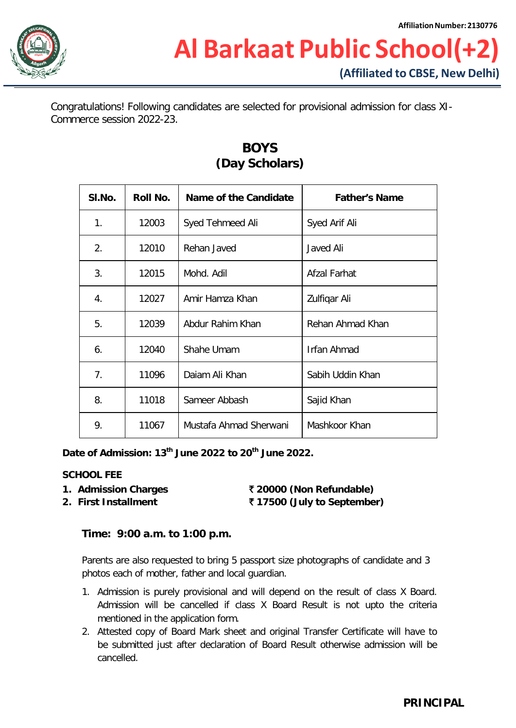Affiliation Number: 2130776

# Al Barkaat Public School(+2)

**(Affiliated to CBSE, New Delhi)**

Congratulations! Following candidates are selected for provisional admission for class XI-Commerce session 2022-23.

## BOYS
## (Day Scholars)

| Sl.No. | Roll No. | Name of the Candidate | Father's Name |
|---|---|---|---|
| 1. | 12003 | Syed Tehmeed Ali | Syed Arif Ali |
| 2. | 12010 | Rehan Javed | Javed Ali |
| 3. | 12015 | Mohd. Adil | Afzal Farhat |
| 4. | 12027 | Amir Hamza Khan | Zulfiqar Ali |
| 5. | 12039 | Abdur Rahim Khan | Rehan Ahmad Khan |
| 6. | 12040 | Shahe Umam | Irfan Ahmad |
| 7. | 11096 | Daiam Ali Khan | Sabih Uddin Khan |
| 8. | 11018 | Sameer Abbash | Sajid Khan |
| 9. | 11067 | Mustafa Ahmad Sherwani | Mashkoor Khan |

**Date of Admission: 13th June 2022 to 20th June 2022.**

**SCHOOL FEE**

1. **Admission Charges** **₹ 20000 (Non Refundable)**
2. **First Installment** **₹ 17500 (July to September)**

**Time: 9:00 a.m. to 1:00 p.m.**

Parents are also requested to bring 5 passport size photographs of candidate and 3 photos each of mother, father and local guardian.

1. Admission is purely provisional and will depend on the result of class X Board. Admission will be cancelled if class X Board Result is not upto the criteria mentioned in the application form.
2. Attested copy of Board Mark sheet and original Transfer Certificate will have to be submitted just after declaration of Board Result otherwise admission will be cancelled.

**PRINCIPAL**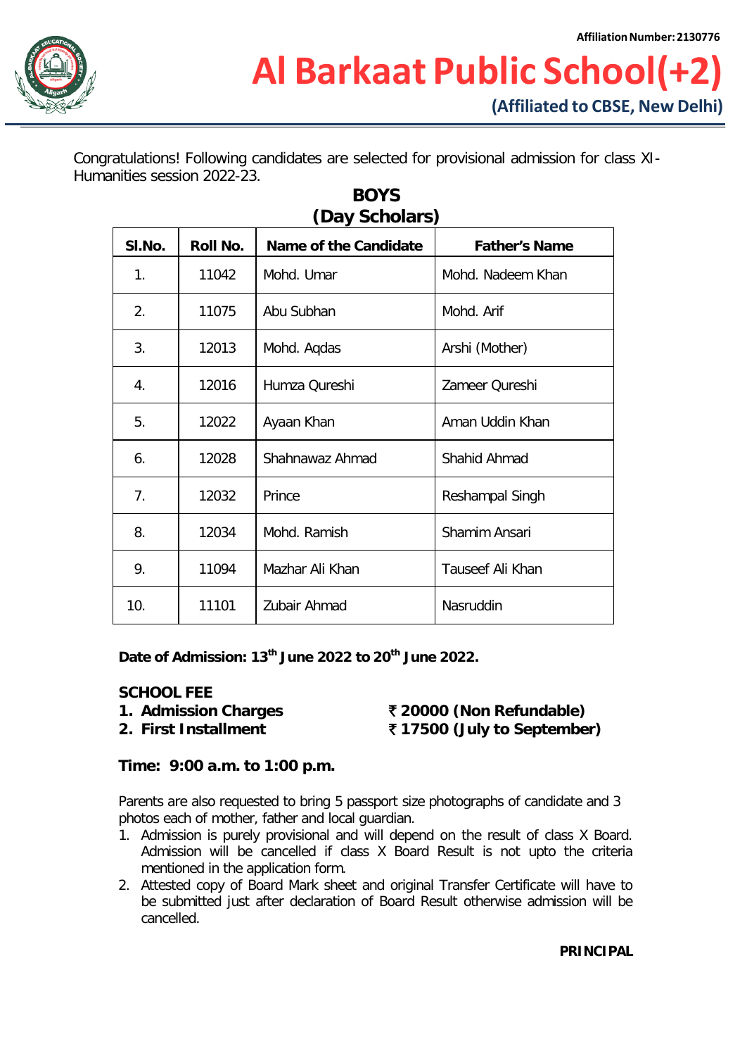Affiliation Number: 2130776

# Al Barkaat Public School(+2)

**(Affiliated to CBSE, New Delhi)**

Congratulations! Following candidates are selected for provisional admission for class XI-Humanities session 2022-23.

## BOYS
## (Day Scholars)

| Sl.No. | Roll No. | Name of the Candidate | Father's Name |
|---|---|---|---|
| 1. | 11042 | Mohd. Umar | Mohd. Nadeem Khan |
| 2. | 11075 | Abu Subhan | Mohd. Arif |
| 3. | 12013 | Mohd. Aqdas | Arshi (Mother) |
| 4. | 12016 | Humza Qureshi | Zameer Qureshi |
| 5. | 12022 | Ayaan Khan | Aman Uddin Khan |
| 6. | 12028 | Shahnawaz Ahmad | Shahid Ahmad |
| 7. | 12032 | Prince | Reshampal Singh |
| 8. | 12034 | Mohd. Ramish | Shamim Ansari |
| 9. | 11094 | Mazhar Ali Khan | Tauseef Ali Khan |
| 10. | 11101 | Zubair Ahmad | Nasruddin |

**Date of Admission: 13th June 2022 to 20th June 2022.**

**SCHOOL FEE**

1. **Admission Charges** **₹ 20000 (Non Refundable)**
2. **First Installment** **₹ 17500 (July to September)**

**Time: 9:00 a.m. to 1:00 p.m.**

Parents are also requested to bring 5 passport size photographs of candidate and 3 photos each of mother, father and local guardian.

1. Admission is purely provisional and will depend on the result of class X Board. Admission will be cancelled if class X Board Result is not upto the criteria mentioned in the application form.
2. Attested copy of Board Mark sheet and original Transfer Certificate will have to be submitted just after declaration of Board Result otherwise admission will be cancelled.

**PRINCIPAL**